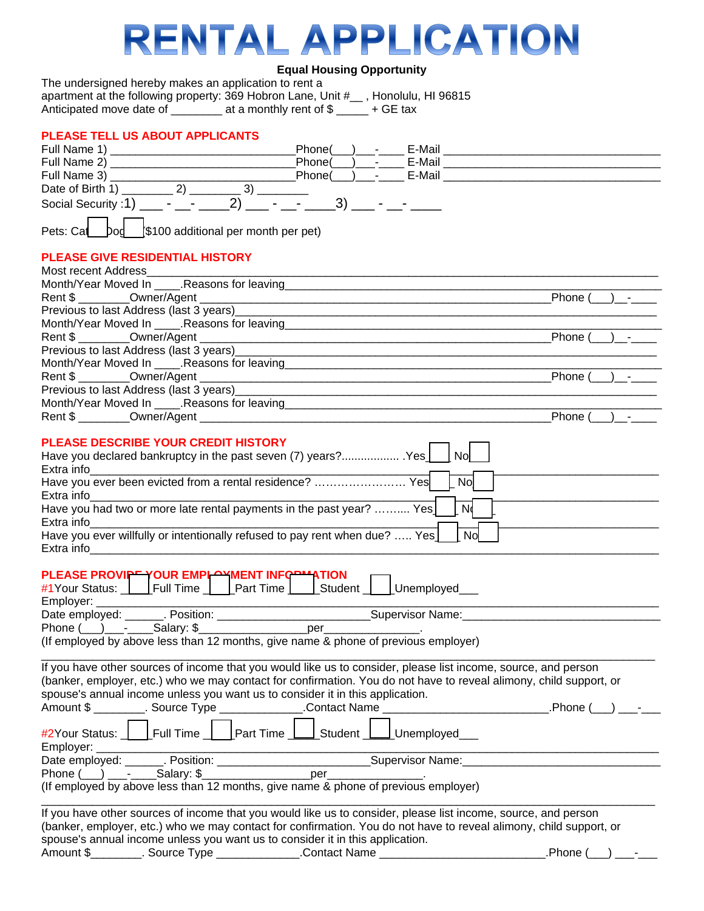# RENTAL APPLICATION

**Equal Housing Opportunity**

The undersigned hereby makes an application to rent a apartment at the following property: 369 Hobron Lane, Unit #__ , Honolulu, HI 96815
Anticipated move date of ________ at a monthly rent of $ _____ + GE tax

## PLEASE TELL US ABOUT APPLICANTS

Full Name 1) ____________________________Phone(___)___-____ E-Mail _________________________________
Full Name 2) ____________________________Phone(___)___-____ E-Mail _________________________________
Full Name 3) ____________________________Phone(___)___-____ E-Mail _________________________________
Date of Birth 1) ________ 2) ________ 3) ________
Social Security :1) ___ - __- ____2) ___ - __- ____3) ___ - __- ____

Pets: Cat ☐ Dog ☐ ($100 additional per month per pet)

## PLEASE GIVE RESIDENTIAL HISTORY

Most recent Address___________________________________________________________________________
Month/Year Moved In ____.Reasons for leaving____________________________________________________
Rent $ ________Owner/Agent ___________________________________________________Phone (___)__-____
Previous to last Address (last 3 years)_________________________________________________________
Month/Year Moved In ____.Reasons for leaving____________________________________________________
Rent $ ________Owner/Agent ___________________________________________________Phone (___)__-____
Previous to last Address (last 3 years)_________________________________________________________
Month/Year Moved In ____.Reasons for leaving____________________________________________________
Rent $ ________Owner/Agent ___________________________________________________Phone (___)__-____
Previous to last Address (last 3 years)_________________________________________________________
Month/Year Moved In ____.Reasons for leaving____________________________________________________
Rent $ ________Owner/Agent ___________________________________________________Phone (___)__-____

## PLEASE DESCRIBE YOUR CREDIT HISTORY

Have you declared bankruptcy in the past seven (7) years?.................. .Yes ☐ No ☐
Extra info______________________________________________________________________________
Have you ever been evicted from a rental residence? …………………… Yes ☐ No ☐
Extra info______________________________________________________________________________
Have you had two or more late rental payments in the past year? ………. Yes ☐ No ☐
Extra info______________________________________________________________________________
Have you ever willfully or intentionally refused to pay rent when due? ….. Yes ☐ No ☐
Extra info______________________________________________________________________________

## PLEASE PROVIDE YOUR EMPLOYMENT INFORMATION

#1Your Status: ☐ Full Time ☐ Part Time ☐ Student ☐ Unemployed___
Employer: ______________________________________________________________________________
Date employed: ______. Position: ______________________Supervisor Name:___________________________
Phone (___)___-____Salary: $________________per_______________.
(If employed by above less than 12 months, give name & phone of previous employer)
_______________________________________________________________________________________
If you have other sources of income that you would like us to consider, please list income, source, and person (banker, employer, etc.) who we may contact for confirmation. You do not have to reveal alimony, child support, or spouse's annual income unless you want us to consider it in this application.
Amount $ ________. Source Type ____________.Contact Name _________________________.Phone (___) ___-___

#2Your Status: ☐ Full Time ☐ Part Time ☐ Student ☐ Unemployed___
Employer: ______________________________________________________________________________
Date employed: ______. Position: ______________________Supervisor Name:___________________________
Phone (___) ___-____Salary: $________________per_______________.
(If employed by above less than 12 months, give name & phone of previous employer)
_______________________________________________________________________________________
If you have other sources of income that you would like us to consider, please list income, source, and person (banker, employer, etc.) who we may contact for confirmation. You do not have to reveal alimony, child support, or spouse's annual income unless you want us to consider it in this application.
Amount $________. Source Type ____________.Contact Name _________________________.Phone (___) ___-___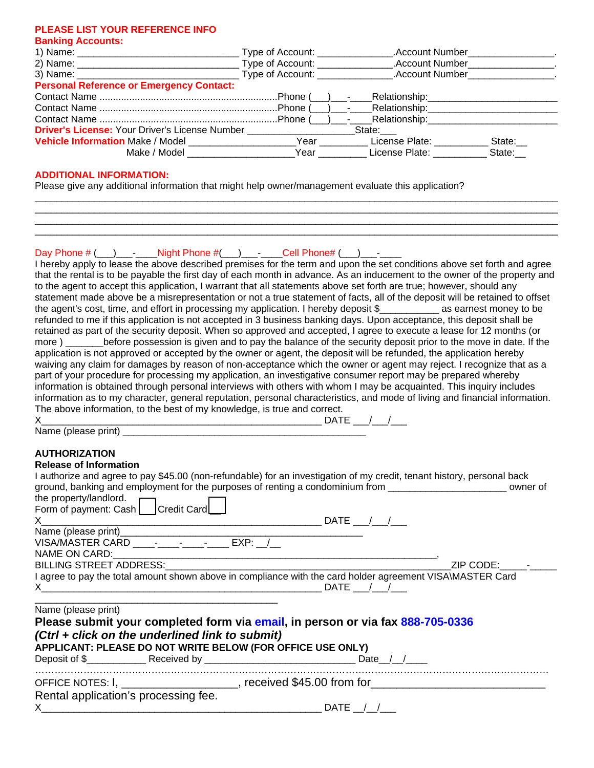**PLEASE LIST YOUR REFERENCE INFO**

**Banking Accounts:**

1) Name: ______________________________ Type of Account: ______________.Account Number________________.
2) Name: ______________________________ Type of Account: ______________.Account Number________________.
3) Name: ______________________________ Type of Account: ______________.Account Number________________.

**Personal Reference or Emergency Contact:**

Contact Name .................................................................Phone (___)___-____Relationship:________________________
Contact Name .................................................................Phone (___)___-____Relationship:________________________
Contact Name .................................................................Phone (___)___-____Relationship:________________________

**Driver's License:** Your Driver's License Number ____________________State:___

**Vehicle Information** Make / Model ____________________Year _________ License Plate: __________ State:__
Make / Model ____________________Year _________ License Plate: __________ State:__

**ADDITIONAL INFORMATION:**

Please give any additional information that might help owner/management evaluate this application?

________________________________________________________________________________________________
________________________________________________________________________________________________
________________________________________________________________________________________________
________________________________________________________________________________________________

Day Phone # (___)___-____Night Phone #(___)___-____Cell Phone# (___)___-____

I hereby apply to lease the above described premises for the term and upon the set conditions above set forth and agree that the rental is to be payable the first day of each month in advance. As an inducement to the owner of the property and to the agent to accept this application, I warrant that all statements above set forth are true; however, should any statement made above be a misrepresentation or not a true statement of facts, all of the deposit will be retained to offset the agent's cost, time, and effort in processing my application. I hereby deposit $___________ as earnest money to be refunded to me if this application is not accepted in 3 business banking days. Upon acceptance, this deposit shall be retained as part of the security deposit. When so approved and accepted, I agree to execute a lease for 12 months (or more ) _______before possession is given and to pay the balance of the security deposit prior to the move in date. If the application is not approved or accepted by the owner or agent, the deposit will be refunded, the application hereby waiving any claim for damages by reason of non-acceptance which the owner or agent may reject. I recognize that as a part of your procedure for processing my application, an investigative consumer report may be prepared whereby information is obtained through personal interviews with others with whom I may be acquainted. This inquiry includes information as to my character, general reputation, personal characteristics, and mode of living and financial information. The above information, to the best of my knowledge, is true and correct.

X_____________________________________________________ DATE ___/___/___

Name (please print) ______________________________________________

**AUTHORIZATION**

**Release of Information**

I authorize and agree to pay $45.00 (non-refundable) for an investigation of my credit, tenant history, personal back ground, banking and employment for the purposes of renting a condominium from ______________________ owner of the property/landlord.

Form of payment: Cash ☐ Credit Card ☐

X_____________________________________________________ DATE ___/___/___

Name (please print)______________________________________________

VISA/MASTER CARD ____-____-____-____ EXP: __/__

NAME ON CARD:____________________________________________________________,

BILLING STREET ADDRESS:_____________________________________________________ZIP CODE:_____-_____

I agree to pay the total amount shown above in compliance with the card holder agreement VISA\MASTER Card

X_____________________________________________________ DATE ___/___/___

______________________________________________

Name (please print)

**Please submit your completed form via email, in person or via fax 888-705-0336**

***(Ctrl + click on the underlined link to submit)***

**APPLICANT: PLEASE DO NOT WRITE BELOW (FOR OFFICE USE ONLY)**

Deposit of $___________ Received by ____________________________ Date__/__/____

………………………………………………………………………………………………………………………………

OFFICE NOTES: I, ___________________, received $45.00 from for____________________________

Rental application's processing fee.

X_____________________________________________________ DATE __/__/___